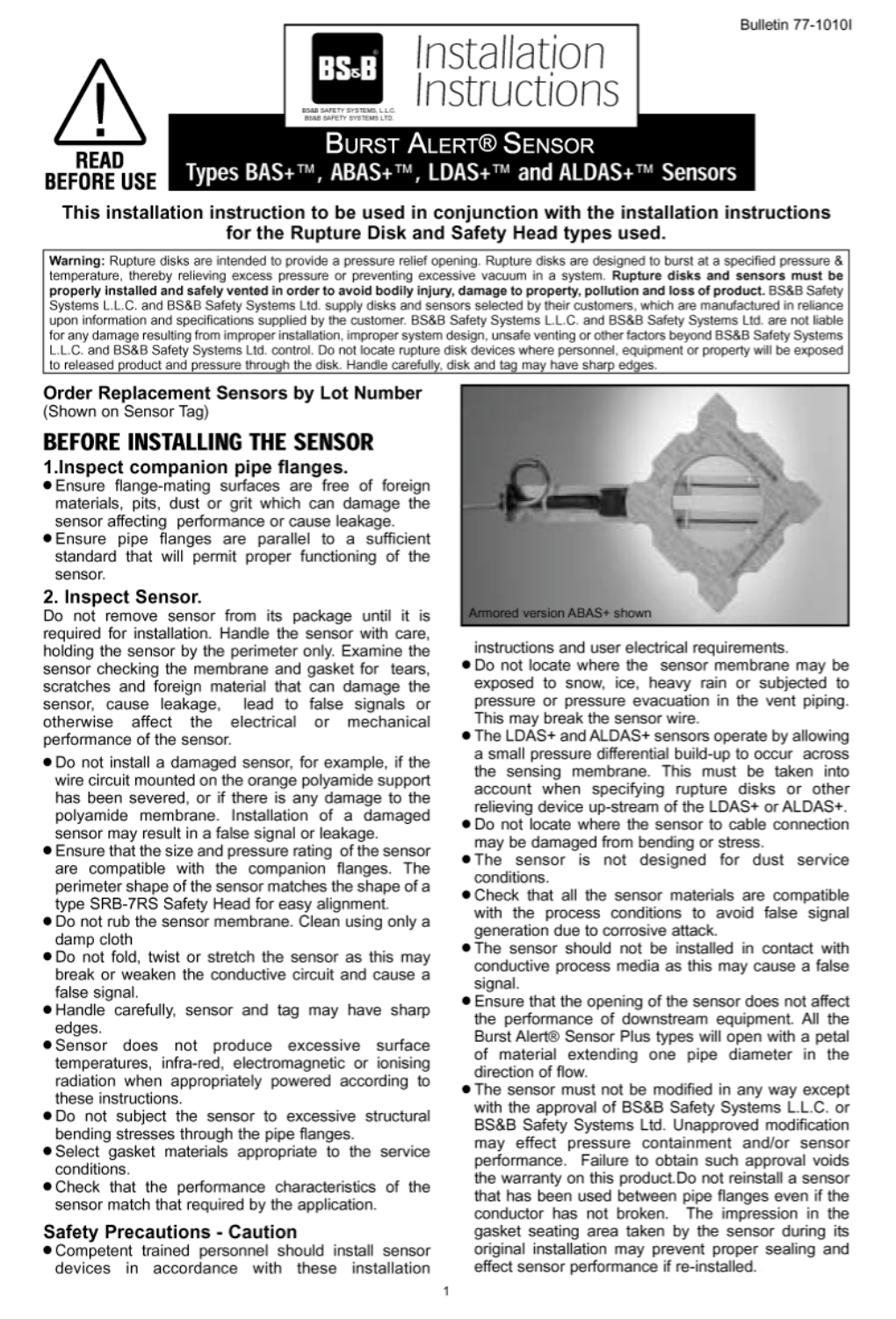Bulletin 77-1010I

**READ BEFORE USE**

BS&B SAFETY SYSTEMS, L.L.C.
BS&B SAFETY SYSTEMS LTD.

# Installation Instructions

## Burst Alert® Sensor

## Types BAS+™, ABAS+™, LDAS+™ and ALDAS+™ Sensors

**This installation instruction to be used in conjunction with the installation instructions for the Rupture Disk and Safety Head types used.**

**Warning:** Rupture disks are intended to provide a pressure relief opening. Rupture disks are designed to burst at a specified pressure & temperature, thereby relieving excess pressure or preventing excessive vacuum in a system. **Rupture disks and sensors must be properly installed and safely vented in order to avoid bodily injury, damage to property, pollution and loss of product.** BS&B Safety Systems L.L.C. and BS&B Safety Systems Ltd. supply disks and sensors selected by their customers, which are manufactured in reliance upon information and specifications supplied by the customer. BS&B Safety Systems L.L.C. and BS&B Safety Systems Ltd. are not liable for any damage resulting from improper installation, improper system design, unsafe venting or other factors beyond BS&B Safety Systems L.L.C. and BS&B Safety Systems Ltd. control. Do not locate rupture disk devices where personnel, equipment or property will be exposed to released product and pressure through the disk. Handle carefully, disk and tag may have sharp edges.

### Order Replacement Sensors by Lot Number

(Shown on Sensor Tag)

## BEFORE INSTALLING THE SENSOR

### 1. Inspect companion pipe flanges.

- Ensure flange-mating surfaces are free of foreign materials, pits, dust or grit which can damage the sensor affecting performance or cause leakage.
- Ensure pipe flanges are parallel to a sufficient standard that will permit proper functioning of the sensor.

### 2. Inspect Sensor.

Do not remove sensor from its package until it is required for installation. Handle the sensor with care, holding the sensor by the perimeter only. Examine the sensor checking the membrane and gasket for tears, scratches and foreign material that can damage the sensor, cause leakage, lead to false signals or otherwise affect the electrical or mechanical performance of the sensor.

- Do not install a damaged sensor, for example, if the wire circuit mounted on the orange polyamide support has been severed, or if there is any damage to the polyamide membrane. Installation of a damaged sensor may result in a false signal or leakage.
- Ensure that the size and pressure rating of the sensor are compatible with the companion flanges. The perimeter shape of the sensor matches the shape of a type SRB-7RS Safety Head for easy alignment.
- Do not rub the sensor membrane. Clean using only a damp cloth
- Do not fold, twist or stretch the sensor as this may break or weaken the conductive circuit and cause a false signal.
- Handle carefully, sensor and tag may have sharp edges.
- Sensor does not produce excessive surface temperatures, infra-red, electromagnetic or ionising radiation when appropriately powered according to these instructions.
- Do not subject the sensor to excessive structural bending stresses through the pipe flanges.
- Select gasket materials appropriate to the service conditions.
- Check that the performance characteristics of the sensor match that required by the application.

### Safety Precautions - Caution

- Competent trained personnel should install sensor devices in accordance with these installation instructions and user electrical requirements.

Armored version ABAS+ shown

- Do not locate where the sensor membrane may be exposed to snow, ice, heavy rain or subjected to pressure or pressure evacuation in the vent piping. This may break the sensor wire.
- The LDAS+ and ALDAS+ sensors operate by allowing a small pressure differential build-up to occur across the sensing membrane. This must be taken into account when specifying rupture disks or other relieving device up-stream of the LDAS+ or ALDAS+.
- Do not locate where the sensor to cable connection may be damaged from bending or stress.
- The sensor is not designed for dust service conditions.
- Check that all the sensor materials are compatible with the process conditions to avoid false signal generation due to corrosive attack.
- The sensor should not be installed in contact with conductive process media as this may cause a false signal.
- Ensure that the opening of the sensor does not affect the performance of downstream equipment. All the Burst Alert® Sensor Plus types will open with a petal of material extending one pipe diameter in the direction of flow.
- The sensor must not be modified in any way except with the approval of BS&B Safety Systems L.L.C. or BS&B Safety Systems Ltd. Unapproved modification may effect pressure containment and/or sensor performance. Failure to obtain such approval voids the warranty on this product.Do not reinstall a sensor that has been used between pipe flanges even if the conductor has not broken. The impression in the gasket seating area taken by the sensor during its original installation may prevent proper sealing and effect sensor performance if re-installed.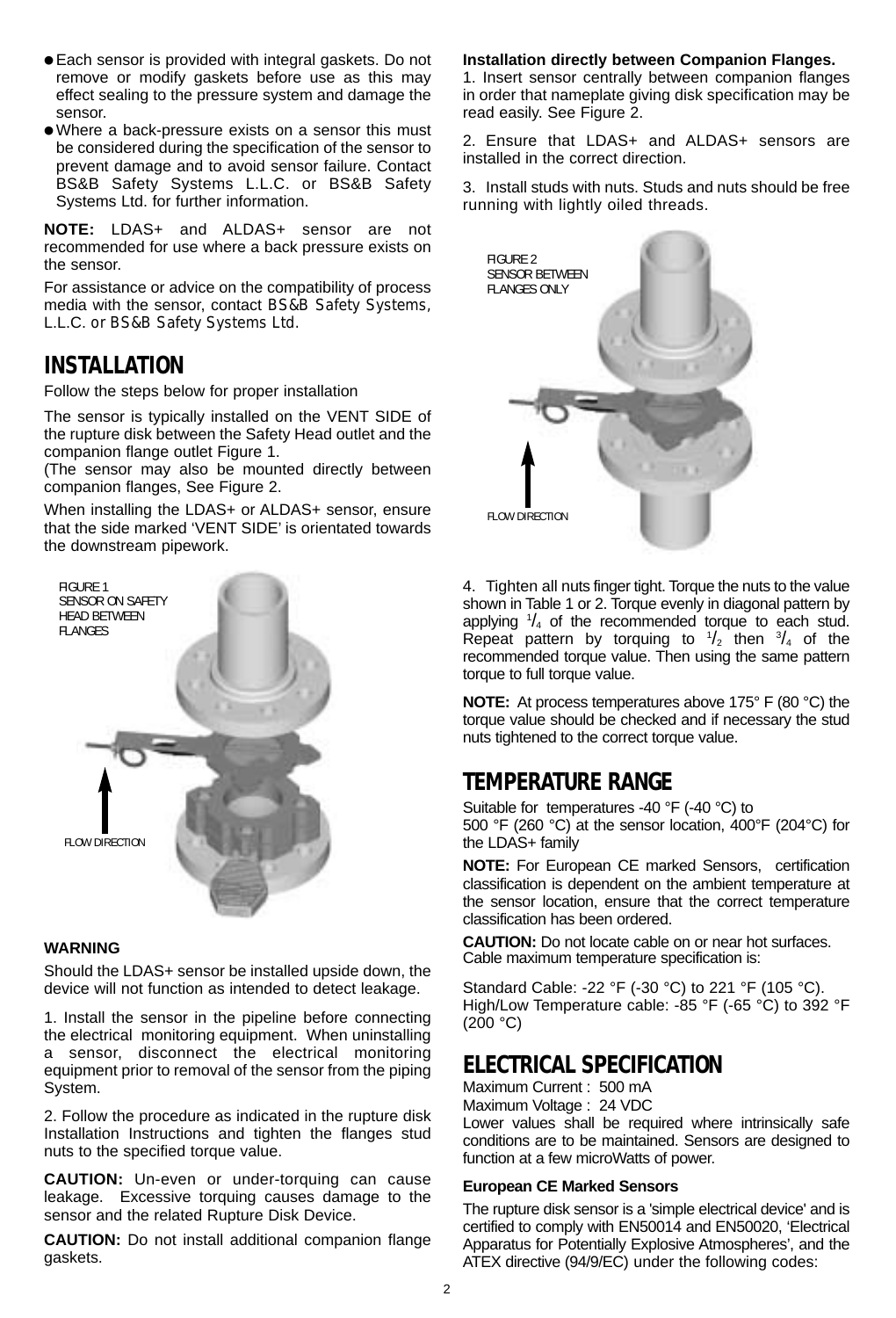- Each sensor is provided with integral gaskets. Do not remove or modify gaskets before use as this may effect sealing to the pressure system and damage the sensor.
- Where a back-pressure exists on a sensor this must be considered during the specification of the sensor to prevent damage and to avoid sensor failure. Contact BS&B Safety Systems L.L.C. or BS&B Safety Systems Ltd. for further information.

**NOTE:** LDAS+ and ALDAS+ sensor are not recommended for use where a back pressure exists on the sensor.

For assistance or advice on the compatibility of process media with the sensor, contact BS&B Safety Systems, L.L.C. or BS&B Safety Systems Ltd.

## INSTALLATION

Follow the steps below for proper installation

The sensor is typically installed on the VENT SIDE of the rupture disk between the Safety Head outlet and the companion flange outlet Figure 1.
(The sensor may also be mounted directly between companion flanges, See Figure 2.

When installing the LDAS+ or ALDAS+ sensor, ensure that the side marked 'VENT SIDE' is orientated towards the downstream pipework.

FIGURE 1
SENSOR ON SAFETY HEAD BETWEEN FLANGES

FLOW DIRECTION

**WARNING**

Should the LDAS+ sensor be installed upside down, the device will not function as intended to detect leakage.

1. Install the sensor in the pipeline before connecting the electrical monitoring equipment. When uninstalling a sensor, disconnect the electrical monitoring equipment prior to removal of the sensor from the piping System.

2. Follow the procedure as indicated in the rupture disk Installation Instructions and tighten the flanges stud nuts to the specified torque value.

**CAUTION:** Un-even or under-torquing can cause leakage. Excessive torquing causes damage to the sensor and the related Rupture Disk Device.

**CAUTION:** Do not install additional companion flange gaskets.

**Installation directly between Companion Flanges.**

1. Insert sensor centrally between companion flanges in order that nameplate giving disk specification may be read easily. See Figure 2.

2. Ensure that LDAS+ and ALDAS+ sensors are installed in the correct direction.

3. Install studs with nuts. Studs and nuts should be free running with lightly oiled threads.

FIGURE 2
SENSOR BETWEEN FLANGES ONLY

FLOW DIRECTION

4. Tighten all nuts finger tight. Torque the nuts to the value shown in Table 1 or 2. Torque evenly in diagonal pattern by applying 1/4 of the recommended torque to each stud. Repeat pattern by torquing to 1/2 then 3/4 of the recommended torque value. Then using the same pattern torque to full torque value.

**NOTE:** At process temperatures above 175° F (80 °C) the torque value should be checked and if necessary the stud nuts tightened to the correct torque value.

## TEMPERATURE RANGE

Suitable for temperatures -40 °F (-40 °C) to 500 °F (260 °C) at the sensor location, 400°F (204°C) for the LDAS+ family

**NOTE:** For European CE marked Sensors, certification classification is dependent on the ambient temperature at the sensor location, ensure that the correct temperature classification has been ordered.

**CAUTION:** Do not locate cable on or near hot surfaces. Cable maximum temperature specification is:

Standard Cable: -22 °F (-30 °C) to 221 °F (105 °C).
High/Low Temperature cable: -85 °F (-65 °C) to 392 °F (200 °C)

## ELECTRICAL SPECIFICATION

Maximum Current : 500 mA
Maximum Voltage : 24 VDC
Lower values shall be required where intrinsically safe conditions are to be maintained. Sensors are designed to function at a few microWatts of power.

**European CE Marked Sensors**

The rupture disk sensor is a 'simple electrical device' and is certified to comply with EN50014 and EN50020, 'Electrical Apparatus for Potentially Explosive Atmospheres', and the ATEX directive (94/9/EC) under the following codes: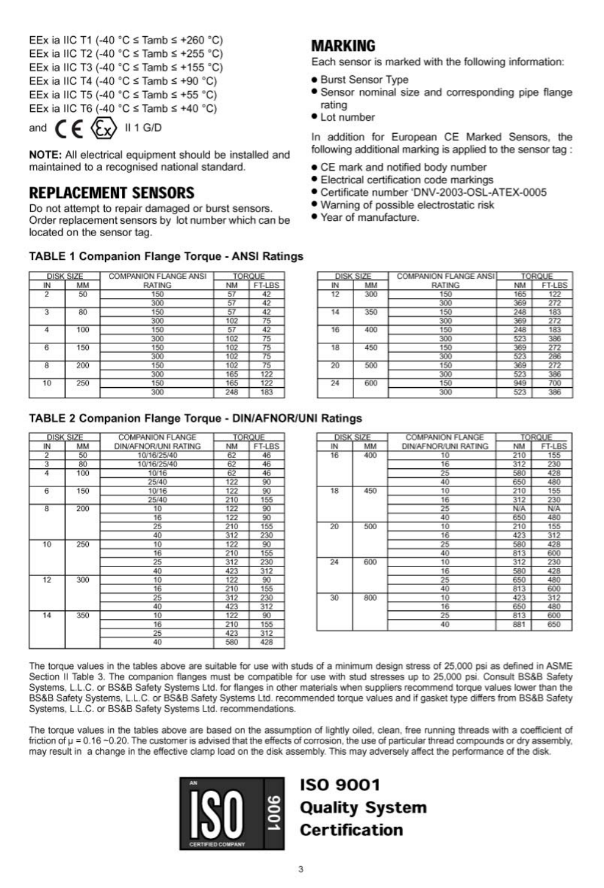EEx ia IIC T1 (-40 °C ≤ Tamb ≤ +260 °C)
EEx ia IIC T2 (-40 °C ≤ Tamb ≤ +255 °C)
EEx ia IIC T3 (-40 °C ≤ Tamb ≤ +155 °C)
EEx ia IIC T4 (-40 °C ≤ Tamb ≤ +90 °C)
EEx ia IIC T5 (-40 °C ≤ Tamb ≤ +55 °C)
EEx ia IIC T6 (-40 °C ≤ Tamb ≤ +40 °C)

and CE Ex II 1 G/D

**NOTE:** All electrical equipment should be installed and maintained to a recognised national standard.

## REPLACEMENT SENSORS

Do not attempt to repair damaged or burst sensors. Order replacement sensors by lot number which can be located on the sensor tag.

## MARKING

Each sensor is marked with the following information:

- Burst Sensor Type
- Sensor nominal size and corresponding pipe flange rating
- Lot number

In addition for European CE Marked Sensors, the following additional marking is applied to the sensor tag :

- CE mark and notified body number
- Electrical certification code markings
- Certificate number 'DNV-2003-OSL-ATEX-0005
- Warning of possible electrostatic risk
- Year of manufacture.

### TABLE 1 Companion Flange Torque - ANSI Ratings

| DISK SIZE | | COMPANION FLANGE ANSI | TORQUE | |
|---|---|---|---|---|
| IN | MM | RATING | NM | FT-LBS |
| 2 | 50 | 150 | 57 | 42 |
| | | 300 | 57 | 42 |
| 3 | 80 | 150 | 57 | 42 |
| | | 300 | 102 | 75 |
| 4 | 100 | 150 | 57 | 42 |
| | | 300 | 102 | 75 |
| 6 | 150 | 150 | 102 | 75 |
| | | 300 | 102 | 75 |
| 8 | 200 | 150 | 102 | 75 |
| | | 300 | 165 | 122 |
| 10 | 250 | 150 | 165 | 122 |
| | | 300 | 248 | 183 |
| 12 | 300 | 150 | 165 | 122 |
| | | 300 | 369 | 272 |
| 14 | 350 | 150 | 248 | 183 |
| | | 300 | 369 | 272 |
| 16 | 400 | 150 | 248 | 183 |
| | | 300 | 523 | 386 |
| 18 | 450 | 150 | 369 | 272 |
| | | 300 | 523 | 286 |
| 20 | 500 | 150 | 369 | 272 |
| | | 300 | 523 | 386 |
| 24 | 600 | 150 | 949 | 700 |
| | | 300 | 523 | 386 |

### TABLE 2 Companion Flange Torque - DIN/AFNOR/UNI Ratings

| DISK SIZE | | COMPANION FLANGE DIN/AFNOR/UNI RATING | TORQUE | |
|---|---|---|---|---|
| IN | MM | | NM | FT-LBS |
| 2 | 50 | 10/16/25/40 | 62 | 46 |
| 3 | 80 | 10/16/25/40 | 62 | 46 |
| 4 | 100 | 10/16 | 62 | 46 |
| | | 25/40 | 122 | 90 |
| 6 | 150 | 10/16 | 122 | 90 |
| | | 25/40 | 210 | 155 |
| 8 | 200 | 10 | 122 | 90 |
| | | 16 | 122 | 90 |
| | | 25 | 210 | 155 |
| | | 40 | 312 | 230 |
| 10 | 250 | 10 | 122 | 90 |
| | | 16 | 210 | 155 |
| | | 25 | 312 | 230 |
| | | 40 | 423 | 312 |
| 12 | 300 | 10 | 122 | 90 |
| | | 16 | 210 | 155 |
| | | 25 | 312 | 230 |
| | | 40 | 423 | 312 |
| 14 | 350 | 10 | 122 | 90 |
| | | 16 | 210 | 155 |
| | | 25 | 423 | 312 |
| | | 40 | 580 | 428 |
| 16 | 400 | 10 | 210 | 155 |
| | | 16 | 312 | 230 |
| | | 25 | 580 | 428 |
| | | 40 | 650 | 480 |
| 18 | 450 | 10 | 210 | 155 |
| | | 16 | 312 | 230 |
| | | 25 | N/A | N/A |
| | | 40 | 650 | 480 |
| 20 | 500 | 10 | 210 | 155 |
| | | 16 | 423 | 312 |
| | | 25 | 580 | 428 |
| | | 40 | 813 | 600 |
| 24 | 600 | 10 | 312 | 230 |
| | | 16 | 580 | 428 |
| | | 25 | 650 | 480 |
| | | 40 | 813 | 600 |
| 30 | 800 | 10 | 423 | 312 |
| | | 16 | 650 | 480 |
| | | 25 | 813 | 600 |
| | | 40 | 881 | 650 |

The torque values in the tables above are suitable for use with studs of a minimum design stress of 25,000 psi as defined in ASME Section II Table 3. The companion flanges must be compatible for use with stud stresses up to 25,000 psi. Consult BS&B Safety Systems, L.L.C. or BS&B Safety Systems Ltd. for flanges in other materials when suppliers recommend torque values lower than the BS&B Safety Systems, L.L.C. or BS&B Safety Systems Ltd. recommended torque values and if gasket type differs from BS&B Safety Systems, L.L.C. or BS&B Safety Systems Ltd. recommendations.

The torque values in the tables above are based on the assumption of lightly oiled, clean, free running threads with a coefficient of friction of $\mu = 0.16 \sim 0.20$. The customer is advised that the effects of corrosion, the use of particular thread compounds or dry assembly, may result in a change in the effective clamp load on the disk assembly. This may adversely affect the performance of the disk.

**ISO 9001 Quality System Certification**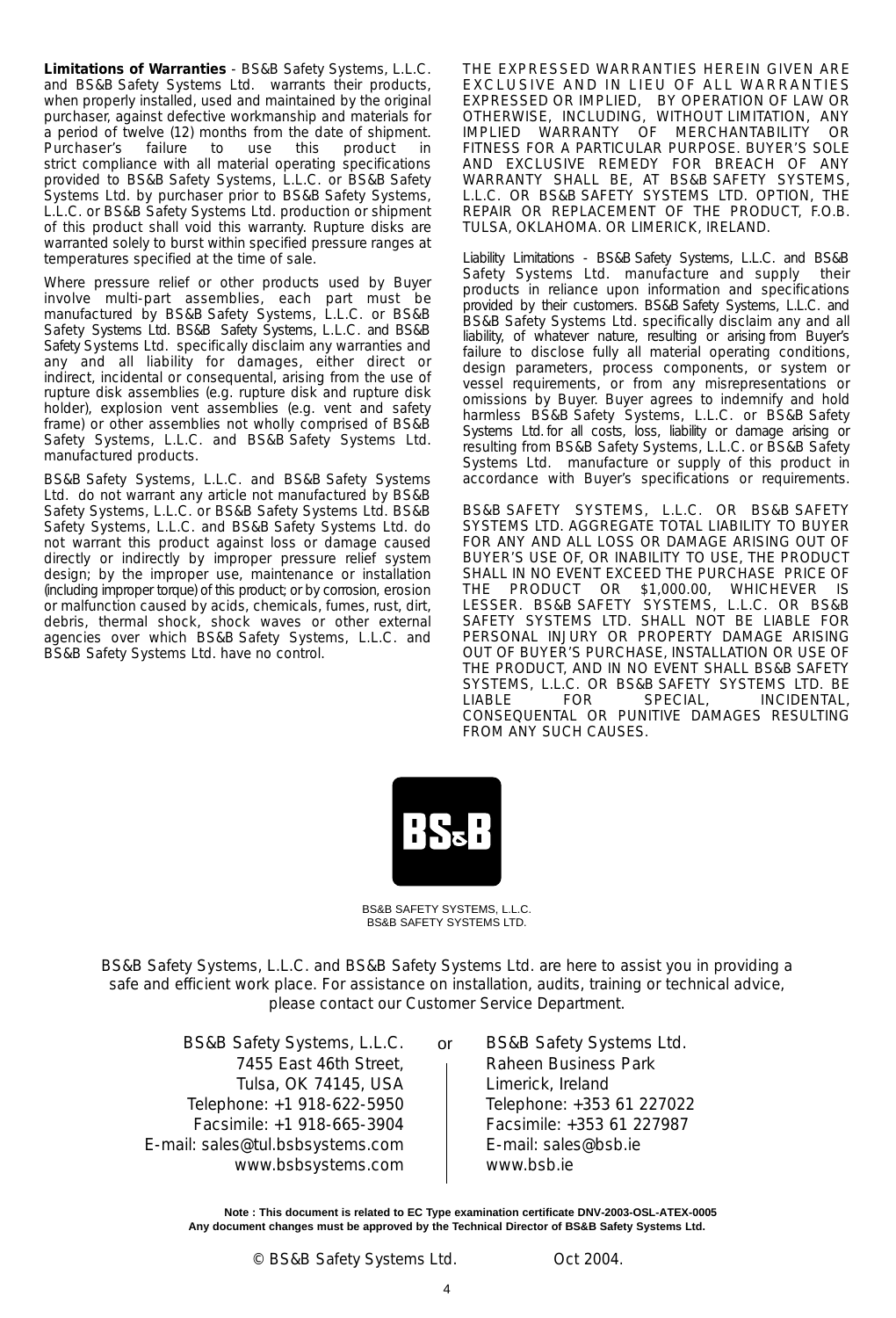**Limitations of Warranties** - BS&B Safety Systems, L.L.C. and BS&B Safety Systems Ltd. warrants their products, when properly installed, used and maintained by the original purchaser, against defective workmanship and materials for a period of twelve (12) months from the date of shipment. Purchaser's failure to use this product in strict compliance with all material operating specifications provided to BS&B Safety Systems, L.L.C. or BS&B Safety Systems Ltd. by purchaser prior to BS&B Safety Systems, L.L.C. or BS&B Safety Systems Ltd. production or shipment of this product shall void this warranty. Rupture disks are warranted solely to burst within specified pressure ranges at temperatures specified at the time of sale.

Where pressure relief or other products used by Buyer involve multi-part assemblies, each part must be manufactured by BS&B Safety Systems, L.L.C. or BS&B Safety Systems Ltd. BS&B Safety Systems, L.L.C. and BS&B Safety Systems Ltd. specifically disclaim any warranties and any and all liability for damages, either direct or indirect, incidental or consequential, arising from the use of rupture disk assemblies (e.g. rupture disk and rupture disk holder), explosion vent assemblies (e.g. vent and safety frame) or other assemblies not wholly comprised of BS&B Safety Systems, L.L.C. and BS&B Safety Systems Ltd. manufactured products.

BS&B Safety Systems, L.L.C. and BS&B Safety Systems Ltd. do not warrant any article not manufactured by BS&B Safety Systems, L.L.C. or BS&B Safety Systems Ltd. BS&B Safety Systems, L.L.C. and BS&B Safety Systems Ltd. do not warrant this product against loss or damage caused directly or indirectly by improper pressure relief system design; by the improper use, maintenance or installation (including improper torque) of this product; or by corrosion, erosion or malfunction caused by acids, chemicals, fumes, rust, dirt, debris, thermal shock, shock waves or other external agencies over which BS&B Safety Systems, L.L.C. and BS&B Safety Systems Ltd. have no control.

THE EXPRESSED WARRANTIES HEREIN GIVEN ARE EXCLUSIVE AND IN LIEU OF ALL WARRANTIES EXPRESSED OR IMPLIED, BY OPERATION OF LAW OR OTHERWISE, INCLUDING, WITHOUT LIMITATION, ANY IMPLIED WARRANTY OF MERCHANTABILITY OR FITNESS FOR A PARTICULAR PURPOSE. BUYER'S SOLE AND EXCLUSIVE REMEDY FOR BREACH OF ANY WARRANTY SHALL BE, AT BS&B SAFETY SYSTEMS, L.L.C. OR BS&B SAFETY SYSTEMS LTD. OPTION, THE REPAIR OR REPLACEMENT OF THE PRODUCT, F.O.B. TULSA, OKLAHOMA. OR LIMERICK, IRELAND.

Liability Limitations - BS&B Safety Systems, L.L.C. and BS&B Safety Systems Ltd. manufacture and supply their products in reliance upon information and specifications provided by their customers. BS&B Safety Systems, L.L.C. and BS&B Safety Systems Ltd. specifically disclaim any and all liability, of whatever nature, resulting or arising from Buyer's failure to disclose fully all material operating conditions, design parameters, process components, or system or vessel requirements, or from any misrepresentations or omissions by Buyer. Buyer agrees to indemnify and hold harmless BS&B Safety Systems, L.L.C. or BS&B Safety Systems Ltd. for all costs, loss, liability or damage arising or resulting from BS&B Safety Systems, L.L.C. or BS&B Safety Systems Ltd. manufacture or supply of this product in accordance with Buyer's specifications or requirements.

BS&B SAFETY SYSTEMS, L.L.C. OR BS&B SAFETY SYSTEMS LTD. AGGREGATE TOTAL LIABILITY TO BUYER FOR ANY AND ALL LOSS OR DAMAGE ARISING OUT OF BUYER'S USE OF, OR INABILITY TO USE, THE PRODUCT SHALL IN NO EVENT EXCEED THE PURCHASE PRICE OF THE PRODUCT OR $1,000.00, WHICHEVER IS LESSER. BS&B SAFETY SYSTEMS, L.L.C. OR BS&B SAFETY SYSTEMS LTD. SHALL NOT BE LIABLE FOR PERSONAL INJURY OR PROPERTY DAMAGE ARISING OUT OF BUYER'S PURCHASE, INSTALLATION OR USE OF THE PRODUCT, AND IN NO EVENT SHALL BS&B SAFETY SYSTEMS, L.L.C. OR BS&B SAFETY SYSTEMS LTD. BE LIABLE FOR SPECIAL, INCIDENTAL, CONSEQUENTIAL OR PUNITIVE DAMAGES RESULTING FROM ANY SUCH CAUSES.

BS&B

BS&B SAFETY SYSTEMS, L.L.C.
BS&B SAFETY SYSTEMS LTD.

BS&B Safety Systems, L.L.C. and BS&B Safety Systems Ltd. are here to assist you in providing a safe and efficient work place. For assistance on installation, audits, training or technical advice, please contact our Customer Service Department.

BS&B Safety Systems, L.L.C.
7455 East 46th Street,
Tulsa, OK 74145, USA
Telephone: +1 918-622-5950
Facsimile: +1 918-665-3904
E-mail: sales@tul.bsbsystems.com
www.bsbsystems.com

or

BS&B Safety Systems Ltd.
Raheen Business Park
Limerick, Ireland
Telephone: +353 61 227022
Facsimile: +353 61 227987
E-mail: sales@bsb.ie
www.bsb.ie

**Note : This document is related to EC Type examination certificate DNV-2003-OSL-ATEX-0005**
**Any document changes must be approved by the Technical Director of BS&B Safety Systems Ltd.**

© BS&B Safety Systems Ltd. Oct 2004.